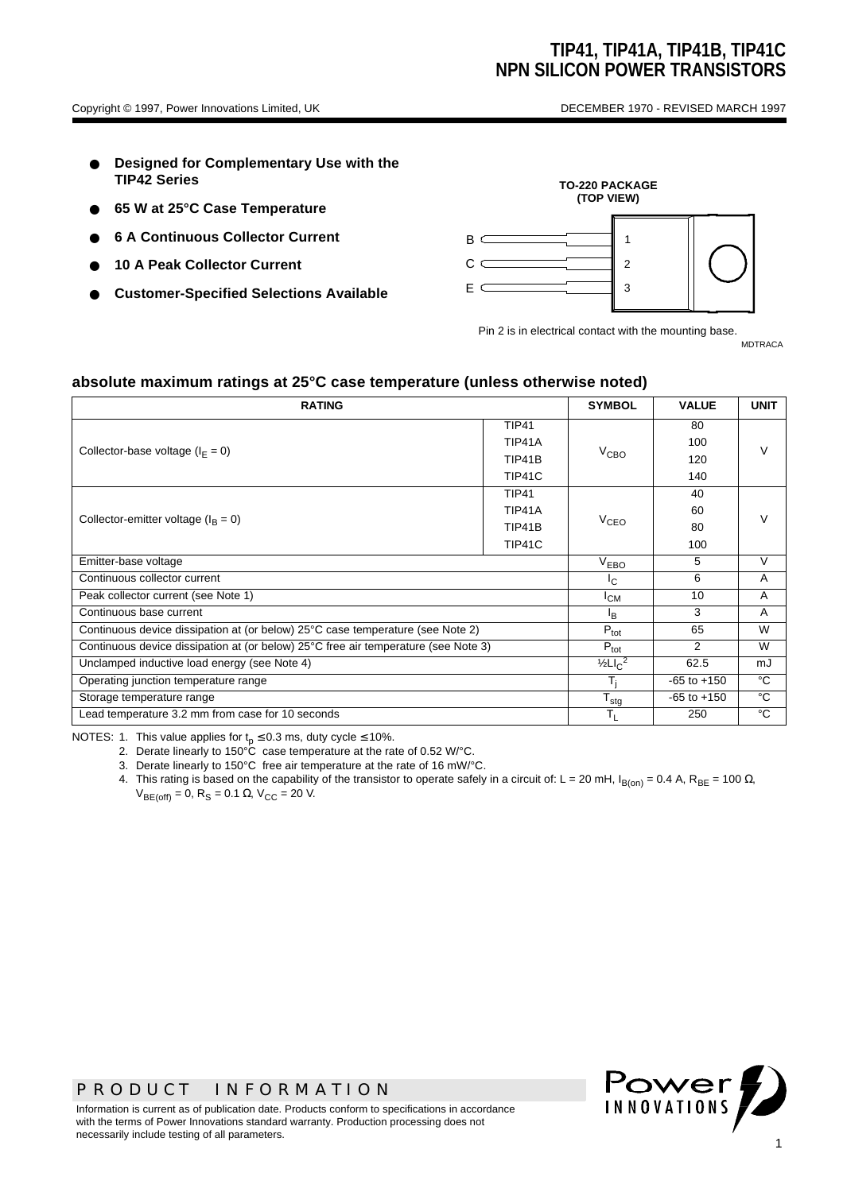# TIP41, TIP41A, TIP41B, TIP41C
## NPN SILICON POWER TRANSISTORS

Copyright © 1997, Power Innovations Limited, UK

DECEMBER 1970 - REVISED MARCH 1997

- **Designed for Complementary Use with the TIP42 Series**
- **65 W at 25°C Case Temperature**
- **6 A Continuous Collector Current**
- **10 A Peak Collector Current**
- **Customer-Specified Selections Available**

**TO-220 PACKAGE (TOP VIEW)**

B 1
C 2
E 3

Pin 2 is in electrical contact with the mounting base.

MDTRACA

### absolute maximum ratings at 25°C case temperature (unless otherwise noted)

| RATING | | SYMBOL | VALUE | UNIT |
|---|---|---|---|---|
| Collector-base voltage ($I_E$ = 0) | TIP41 | $V_{CBO}$ | 80 | V |
| | TIP41A | | 100 | |
| | TIP41B | | 120 | |
| | TIP41C | | 140 | |
| Collector-emitter voltage ($I_B$ = 0) | TIP41 | $V_{CEO}$ | 40 | V |
| | TIP41A | | 60 | |
| | TIP41B | | 80 | |
| | TIP41C | | 100 | |
| Emitter-base voltage | | $V_{EBO}$ | 5 | V |
| Continuous collector current | | $I_C$ | 6 | A |
| Peak collector current (see Note 1) | | $I_{CM}$ | 10 | A |
| Continuous base current | | $I_B$ | 3 | A |
| Continuous device dissipation at (or below) 25°C case temperature (see Note 2) | | $P_{tot}$ | 65 | W |
| Continuous device dissipation at (or below) 25°C free air temperature (see Note 3) | | $P_{tot}$ | 2 | W |
| Unclamped inductive load energy (see Note 4) | | $½LI_C^2$ | 62.5 | mJ |
| Operating junction temperature range | | $T_j$ | -65 to +150 | °C |
| Storage temperature range | | $T_{stg}$ | -65 to +150 | °C |
| Lead temperature 3.2 mm from case for 10 seconds | | $T_L$ | 250 | °C |

NOTES:
1. This value applies for $t_p \leq 0.3$ ms, duty cycle $\leq$ 10%.
2. Derate linearly to 150°C case temperature at the rate of 0.52 W/°C.
3. Derate linearly to 150°C free air temperature at the rate of 16 mW/°C.
4. This rating is based on the capability of the transistor to operate safely in a circuit of: L = 20 mH, $I_{B(on)}$ = 0.4 A, $R_{BE}$ = 100 Ω, $V_{BE(off)}$ = 0, $R_S$ = 0.1 Ω, $V_{CC}$ = 20 V.

PRODUCT INFORMATION

Information is current as of publication date. Products conform to specifications in accordance with the terms of Power Innovations standard warranty. Production processing does not necessarily include testing of all parameters.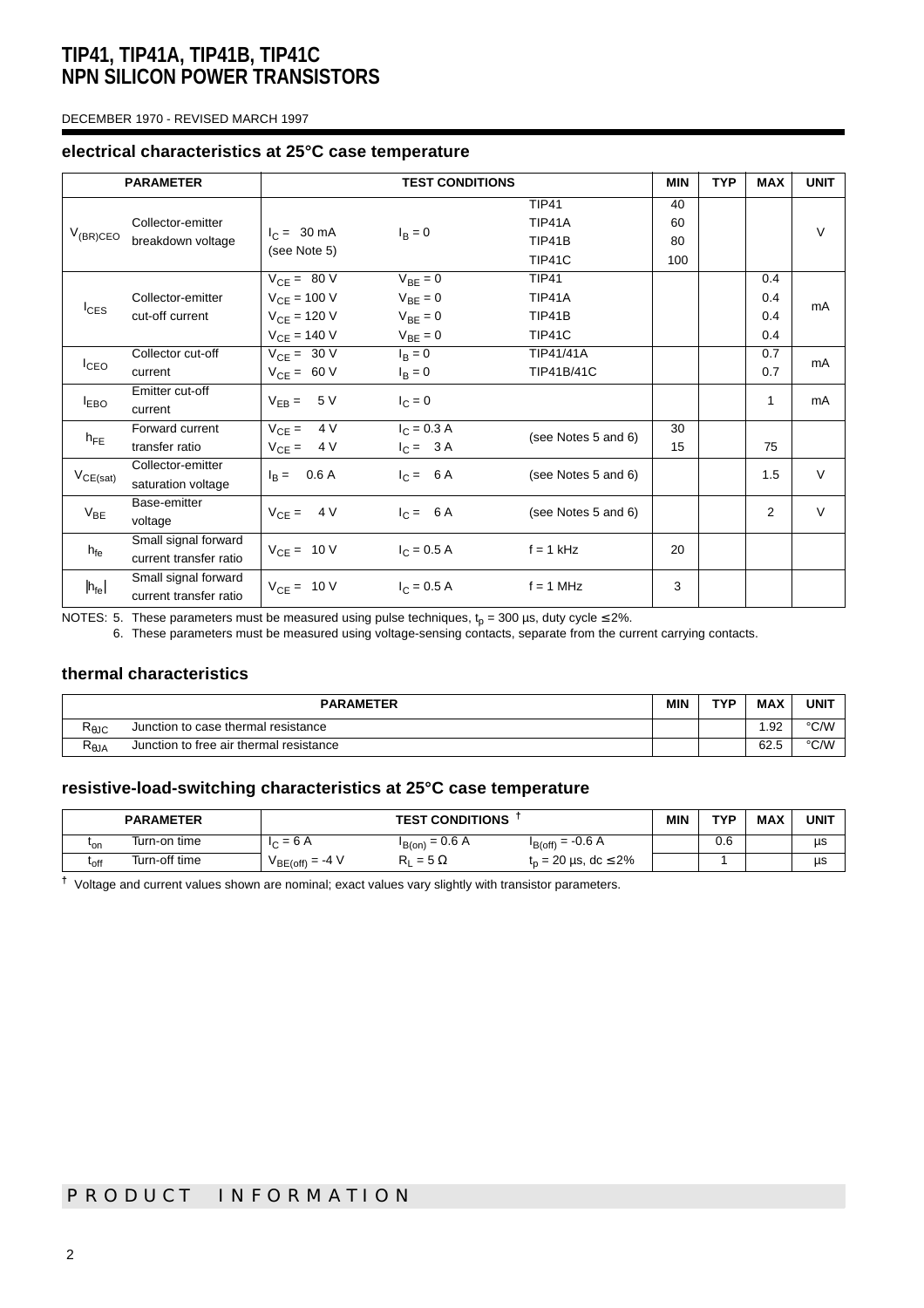# TIP41, TIP41A, TIP41B, TIP41C
# NPN SILICON POWER TRANSISTORS

DECEMBER 1970 - REVISED MARCH 1997

### electrical characteristics at 25°C case temperature

| PARAMETER | | TEST CONDITIONS | | | MIN | TYP | MAX | UNIT |
|---|---|---|---|---|---|---|---|---|
| $V_{(BR)CEO}$ | Collector-emitter breakdown voltage | $I_C$ = 30 mA (see Note 5) | $I_B = 0$ | TIP41<br>TIP41A<br>TIP41B<br>TIP41C | 40<br>60<br>80<br>100 | | | V |
| $I_{CES}$ | Collector-emitter cut-off current | $V_{CE}$ = 80 V<br>$V_{CE}$ = 100 V<br>$V_{CE}$ = 120 V<br>$V_{CE}$ = 140 V | $V_{BE} = 0$<br>$V_{BE} = 0$<br>$V_{BE} = 0$<br>$V_{BE} = 0$ | TIP41<br>TIP41A<br>TIP41B<br>TIP41C | | | 0.4<br>0.4<br>0.4<br>0.4 | mA |
| $I_{CEO}$ | Collector cut-off current | $V_{CE}$ = 30 V<br>$V_{CE}$ = 60 V | $I_B = 0$<br>$I_B = 0$ | TIP41/41A<br>TIP41B/41C | | | 0.7<br>0.7 | mA |
| $I_{EBO}$ | Emitter cut-off current | $V_{EB}$ = 5 V | $I_C = 0$ | | | | 1 | mA |
| $h_{FE}$ | Forward current transfer ratio | $V_{CE}$ = 4 V<br>$V_{CE}$ = 4 V | $I_C$ = 0.3 A<br>$I_C$ = 3 A | (see Notes 5 and 6) | 30<br>15 | | <br>75 | |
| $V_{CE(sat)}$ | Collector-emitter saturation voltage | $I_B$ = 0.6 A | $I_C$ = 6 A | (see Notes 5 and 6) | | | 1.5 | V |
| $V_{BE}$ | Base-emitter voltage | $V_{CE}$ = 4 V | $I_C$ = 6 A | (see Notes 5 and 6) | | | 2 | V |
| $h_{fe}$ | Small signal forward current transfer ratio | $V_{CE}$ = 10 V | $I_C$ = 0.5 A | f = 1 kHz | 20 | | | |
| $\|h_{fe}\|$ | Small signal forward current transfer ratio | $V_{CE}$ = 10 V | $I_C$ = 0.5 A | f = 1 MHz | 3 | | | |

NOTES: 5. These parameters must be measured using pulse techniques, $t_p$ = 300 µs, duty cycle ≤ 2%.
6. These parameters must be measured using voltage-sensing contacts, separate from the current carrying contacts.

### thermal characteristics

| PARAMETER | | MIN | TYP | MAX | UNIT |
|---|---|---|---|---|---|
| $R_{\theta JC}$ | Junction to case thermal resistance | | | 1.92 | °C/W |
| $R_{\theta JA}$ | Junction to free air thermal resistance | | | 62.5 | °C/W |

### resistive-load-switching characteristics at 25°C case temperature

| PARAMETER | | TEST CONDITIONS † | | | MIN | TYP | MAX | UNIT |
|---|---|---|---|---|---|---|---|---|
| $t_{on}$ | Turn-on time | $I_C$ = 6 A | $I_{B(on)}$ = 0.6 A | $I_{B(off)}$ = -0.6 A | | 0.6 | | µs |
| $t_{off}$ | Turn-off time | $V_{BE(off)}$ = -4 V | $R_L$ = 5 Ω | $t_p$ = 20 µs, dc ≤ 2% | | 1 | | µs |

† Voltage and current values shown are nominal; exact values vary slightly with transistor parameters.

PRODUCT INFORMATION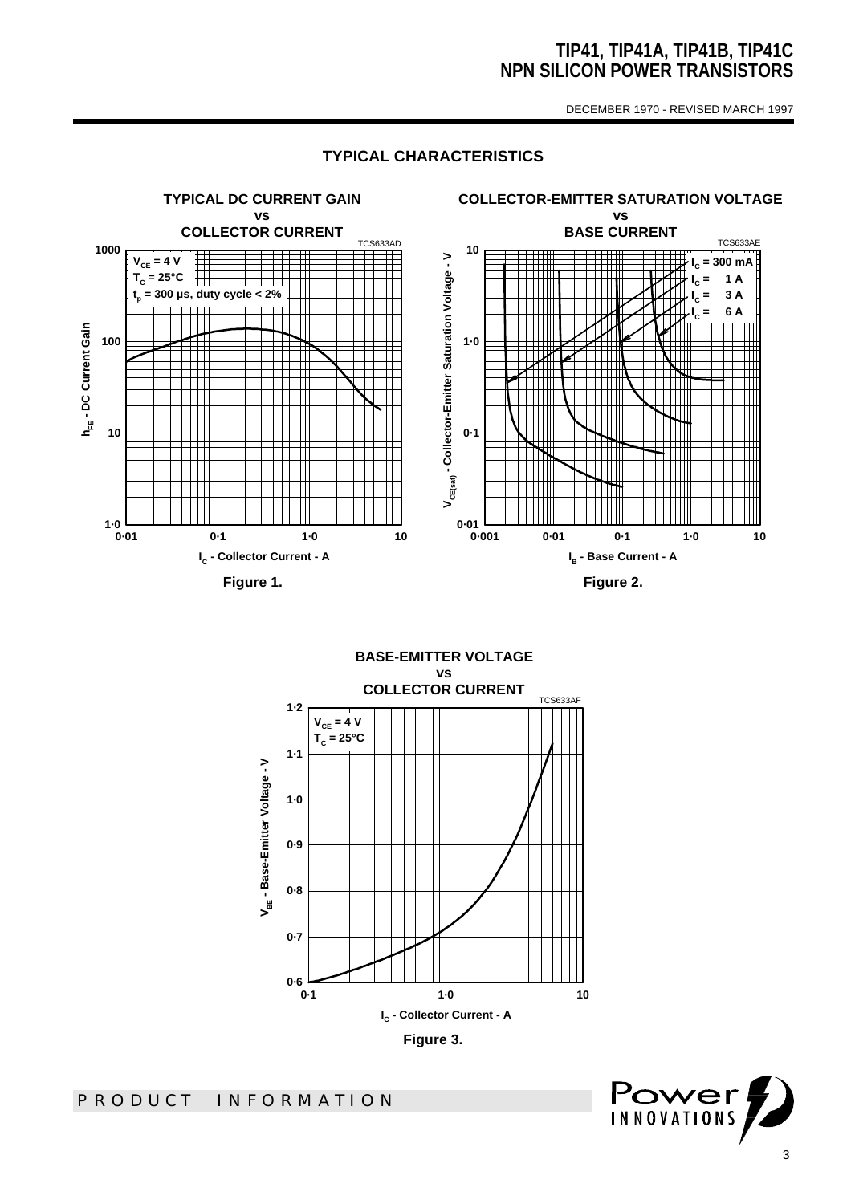## TYPICAL CHARACTERISTICS

**TYPICAL DC CURRENT GAIN vs COLLECTOR CURRENT**

TCS633AD

$V_{CE}$ = 4 V
$T_C$ = 25°C
$t_p$ = 300 µs, duty cycle < 2%

$h_{FE}$ - DC Current Gain

$I_C$ - Collector Current - A

**Figure 1.**

**COLLECTOR-EMITTER SATURATION VOLTAGE vs BASE CURRENT**

TCS633AE

$I_C$ = 300 mA
$I_C$ = 1 A
$I_C$ = 3 A
$I_C$ = 6 A

$V_{CE(sat)}$ - Collector-Emitter Saturation Voltage - V

$I_B$ - Base Current - A

**Figure 2.**

**BASE-EMITTER VOLTAGE vs COLLECTOR CURRENT**

TCS633AF

$V_{CE}$ = 4 V
$T_C$ = 25°C

$V_{BE}$ - Base-Emitter Voltage - V

$I_C$ - Collector Current - A

**Figure 3.**

PRODUCT INFORMATION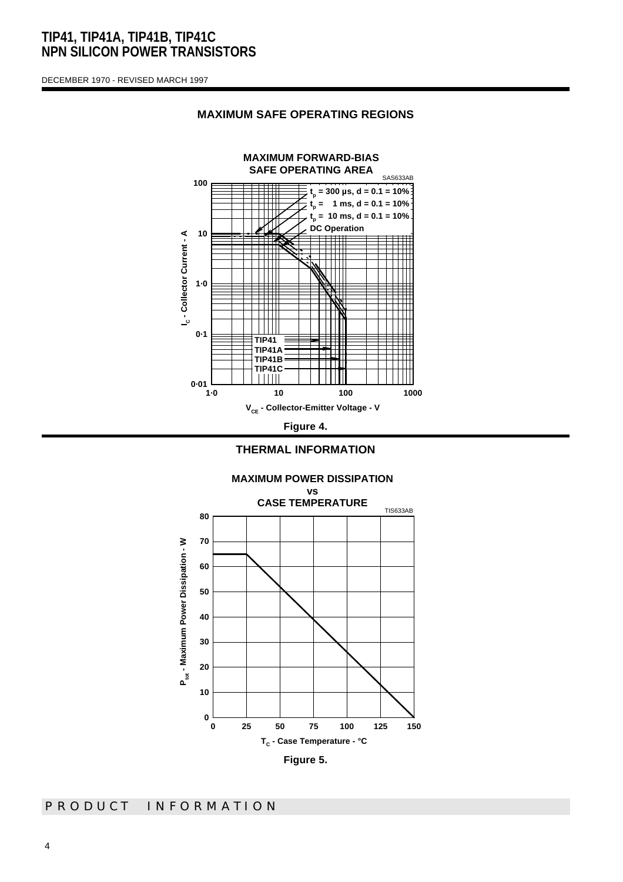# TIP41, TIP41A, TIP41B, TIP41C
# NPN SILICON POWER TRANSISTORS

DECEMBER 1970 - REVISED MARCH 1997

## MAXIMUM SAFE OPERATING REGIONS

**MAXIMUM FORWARD-BIAS SAFE OPERATING AREA**

SAS633AB

- $t_p$ = 300 µs, d = 0.1 = 10%
- $t_p$ = 1 ms, d = 0.1 = 10%
- $t_p$ = 10 ms, d = 0.1 = 10%
- DC Operation

TIP41, TIP41A, TIP41B, TIP41C

$I_C$ - Collector Current - A (0·01 to 100)

$V_{CE}$ - Collector-Emitter Voltage - V (1·0 to 1000)

**Figure 4.**

## THERMAL INFORMATION

**MAXIMUM POWER DISSIPATION vs CASE TEMPERATURE**

TIS633AB

$P_{tot}$ - Maximum Power Dissipation - W (0 to 80)

$T_C$ - Case Temperature - °C (0 to 150)

**Figure 5.**

PRODUCT INFORMATION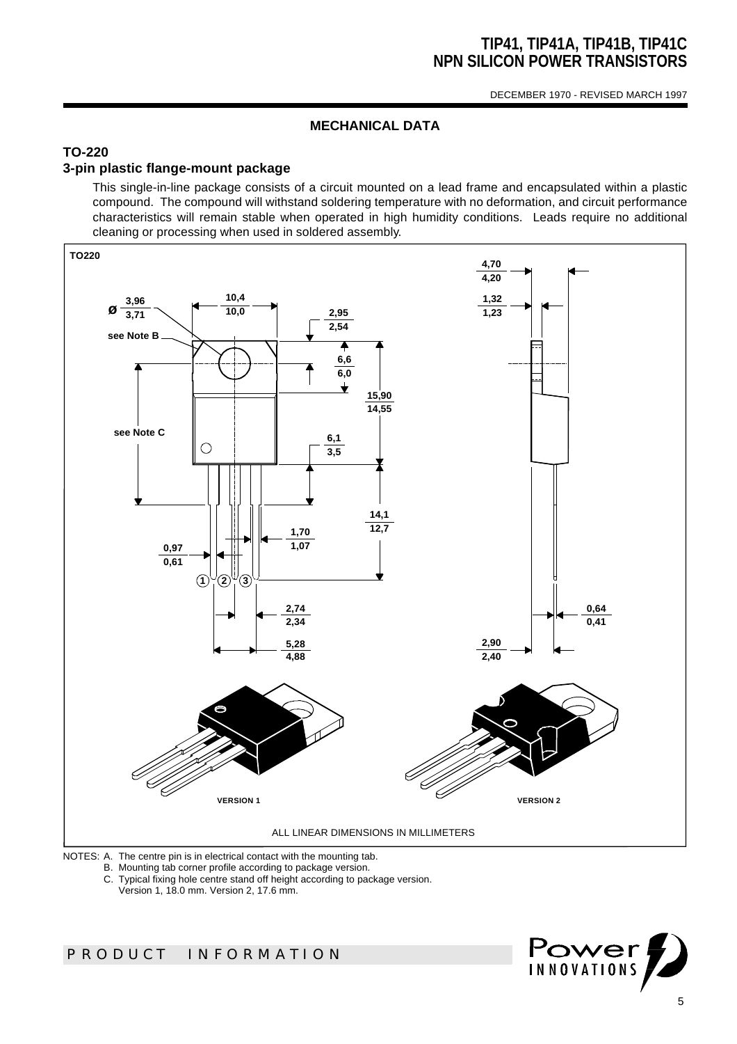## MECHANICAL DATA

### TO-220
### 3-pin plastic flange-mount package

This single-in-line package consists of a circuit mounted on a lead frame and encapsulated within a plastic compound. The compound will withstand soldering temperature with no deformation, and circuit performance characteristics will remain stable when operated in high humidity conditions. Leads require no additional cleaning or processing when used in soldered assembly.

TO220

ALL LINEAR DIMENSIONS IN MILLIMETERS

NOTES: A. The centre pin is in electrical contact with the mounting tab.
B. Mounting tab corner profile according to package version.
C. Typical fixing hole centre stand off height according to package version.
Version 1, 18.0 mm. Version 2, 17.6 mm.

PRODUCT INFORMATION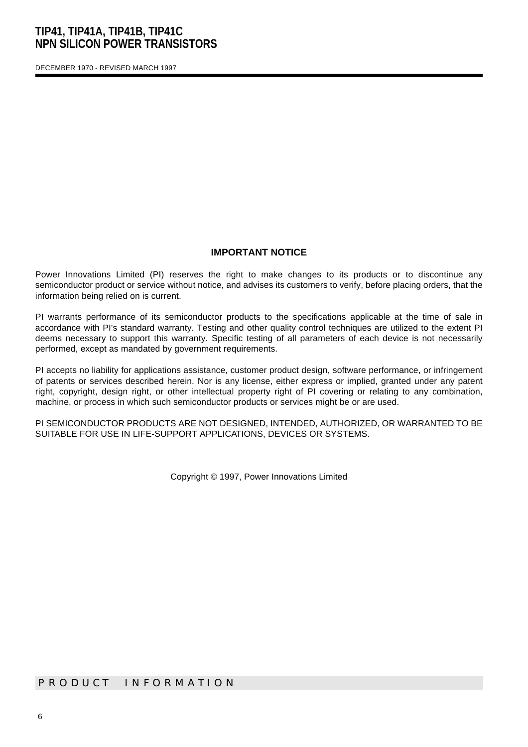## IMPORTANT NOTICE

Power Innovations Limited (PI) reserves the right to make changes to its products or to discontinue any semiconductor product or service without notice, and advises its customers to verify, before placing orders, that the information being relied on is current.

PI warrants performance of its semiconductor products to the specifications applicable at the time of sale in accordance with PI's standard warranty. Testing and other quality control techniques are utilized to the extent PI deems necessary to support this warranty. Specific testing of all parameters of each device is not necessarily performed, except as mandated by government requirements.

PI accepts no liability for applications assistance, customer product design, software performance, or infringement of patents or services described herein. Nor is any license, either express or implied, granted under any patent right, copyright, design right, or other intellectual property right of PI covering or relating to any combination, machine, or process in which such semiconductor products or services might be or are used.

PI SEMICONDUCTOR PRODUCTS ARE NOT DESIGNED, INTENDED, AUTHORIZED, OR WARRANTED TO BE SUITABLE FOR USE IN LIFE-SUPPORT APPLICATIONS, DEVICES OR SYSTEMS.

Copyright © 1997, Power Innovations Limited